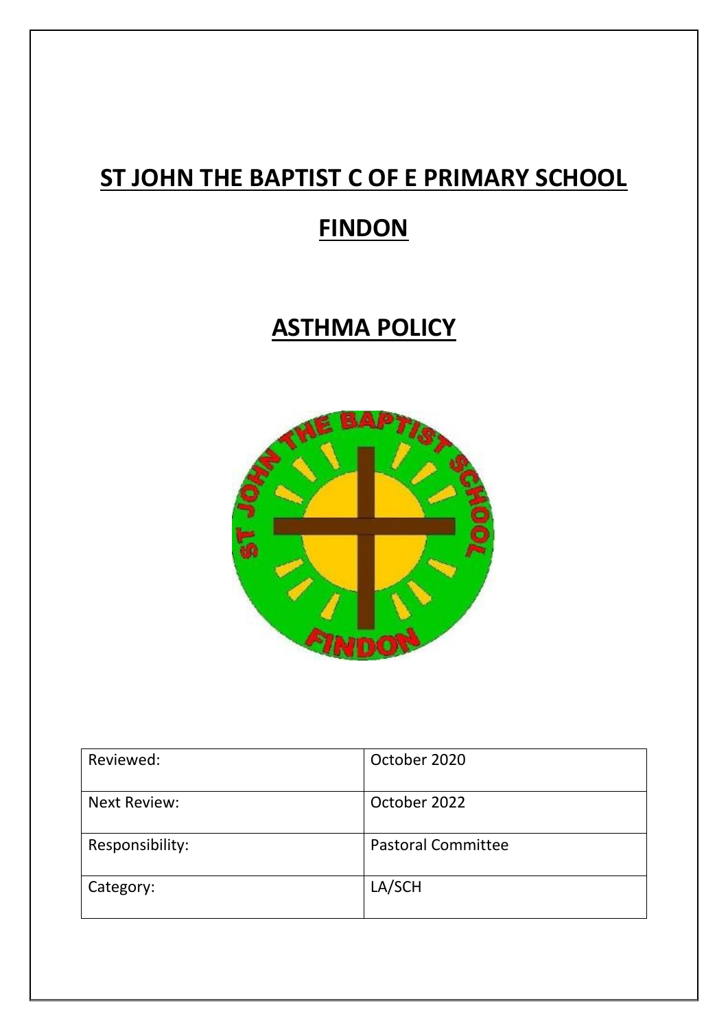# ST JOHN THE BAPTIST C OF E PRIMARY SCHOOL

# FINDON

# ASTHMA POLICY

| Reviewed: | October 2020 |
| --- | --- |
| Next Review: | October 2022 |
| Responsibility: | Pastoral Committee |
| Category: | LA/SCH |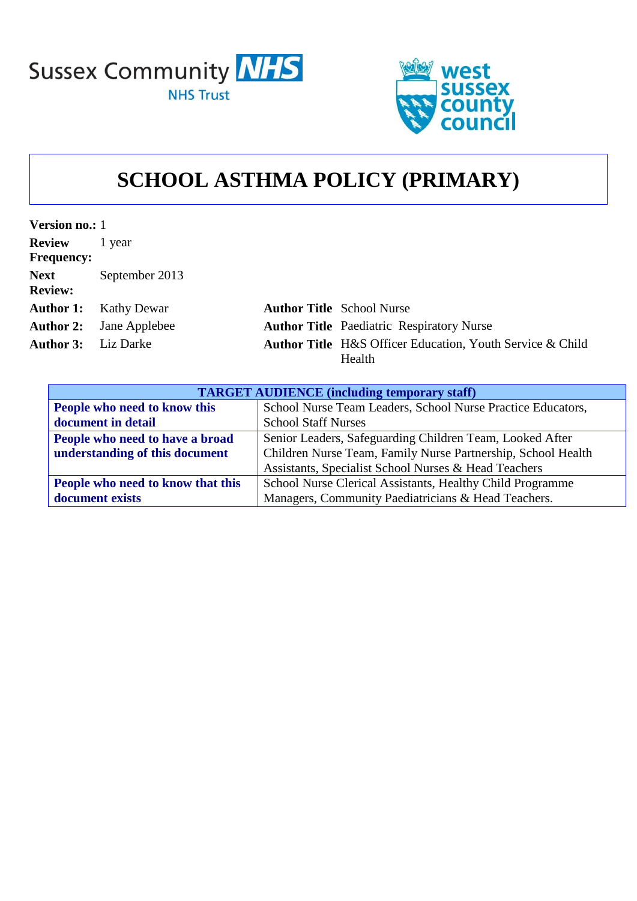Sussex Community NHS Trust

west sussex county council

# SCHOOL ASTHMA POLICY (PRIMARY)

| | | | |
|---|---|---|---|
| **Version no.:** | 1 | | |
| **Review Frequency:** | 1 year | | |
| **Next Review:** | September 2013 | | |
| **Author 1:** | Kathy Dewar | **Author Title** | School Nurse |
| **Author 2:** | Jane Applebee | **Author Title** | Paediatric Respiratory Nurse |
| **Author 3:** | Liz Darke | **Author Title** | H&S Officer Education, Youth Service & Child Health |

| **TARGET AUDIENCE (including temporary staff)** | |
|---|---|
| **People who need to know this document in detail** | School Nurse Team Leaders, School Nurse Practice Educators, School Staff Nurses |
| **People who need to have a broad understanding of this document** | Senior Leaders, Safeguarding Children Team, Looked After Children Nurse Team, Family Nurse Partnership, School Health Assistants, Specialist School Nurses & Head Teachers |
| **People who need to know that this document exists** | School Nurse Clerical Assistants, Healthy Child Programme Managers, Community Paediatricians & Head Teachers. |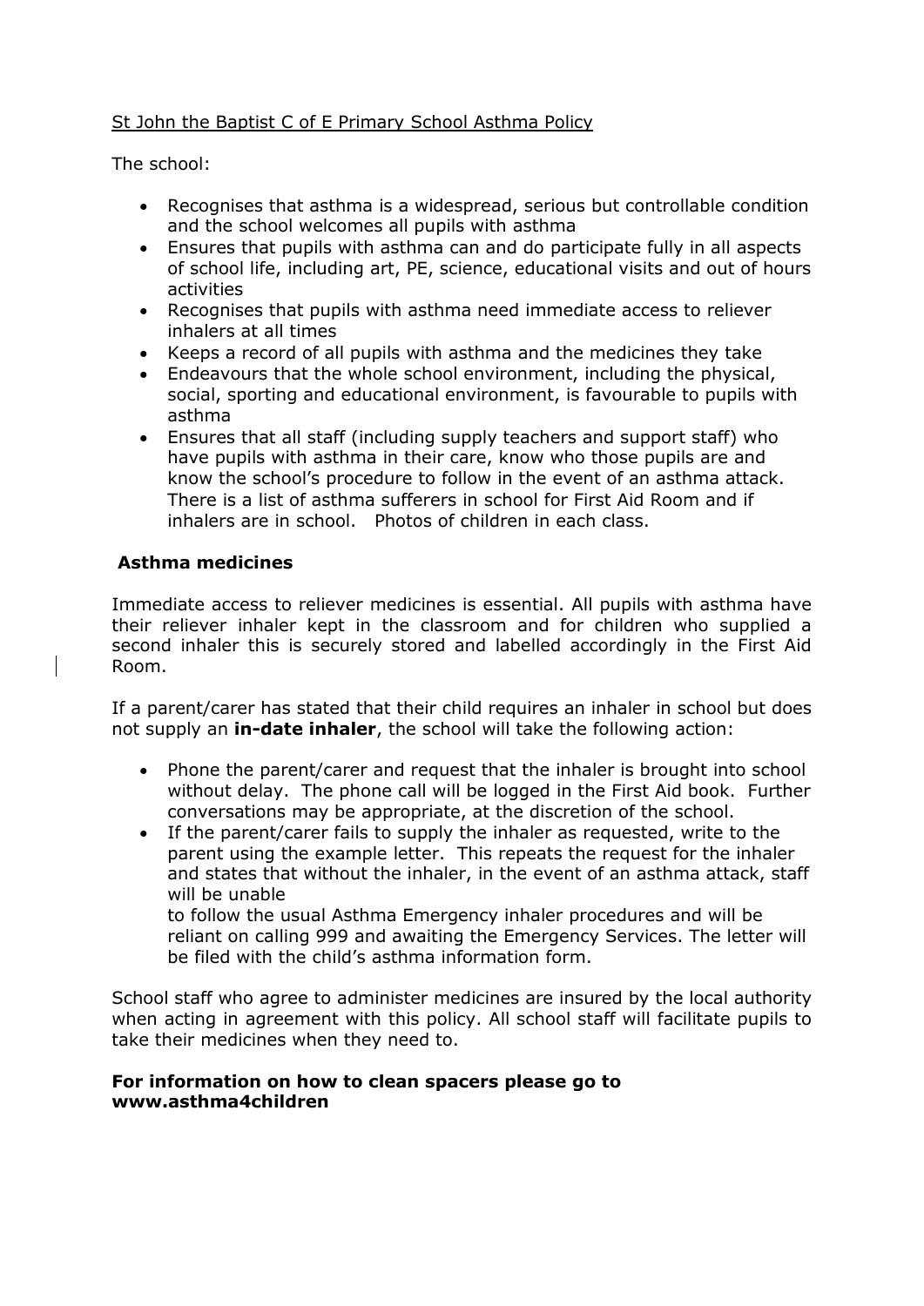St John the Baptist C of E Primary School Asthma Policy

The school:

- Recognises that asthma is a widespread, serious but controllable condition and the school welcomes all pupils with asthma
- Ensures that pupils with asthma can and do participate fully in all aspects of school life, including art, PE, science, educational visits and out of hours activities
- Recognises that pupils with asthma need immediate access to reliever inhalers at all times
- Keeps a record of all pupils with asthma and the medicines they take
- Endeavours that the whole school environment, including the physical, social, sporting and educational environment, is favourable to pupils with asthma
- Ensures that all staff (including supply teachers and support staff) who have pupils with asthma in their care, know who those pupils are and know the school's procedure to follow in the event of an asthma attack. There is a list of asthma sufferers in school for First Aid Room and if inhalers are in school. Photos of children in each class.

## Asthma medicines

Immediate access to reliever medicines is essential. All pupils with asthma have their reliever inhaler kept in the classroom and for children who supplied a second inhaler this is securely stored and labelled accordingly in the First Aid Room.

If a parent/carer has stated that their child requires an inhaler in school but does not supply an **in-date inhaler**, the school will take the following action:

- Phone the parent/carer and request that the inhaler is brought into school without delay. The phone call will be logged in the First Aid book. Further conversations may be appropriate, at the discretion of the school.
- If the parent/carer fails to supply the inhaler as requested, write to the parent using the example letter. This repeats the request for the inhaler and states that without the inhaler, in the event of an asthma attack, staff will be unable
  to follow the usual Asthma Emergency inhaler procedures and will be reliant on calling 999 and awaiting the Emergency Services. The letter will be filed with the child's asthma information form.

School staff who agree to administer medicines are insured by the local authority when acting in agreement with this policy. All school staff will facilitate pupils to take their medicines when they need to.

**For information on how to clean spacers please go to www.asthma4children**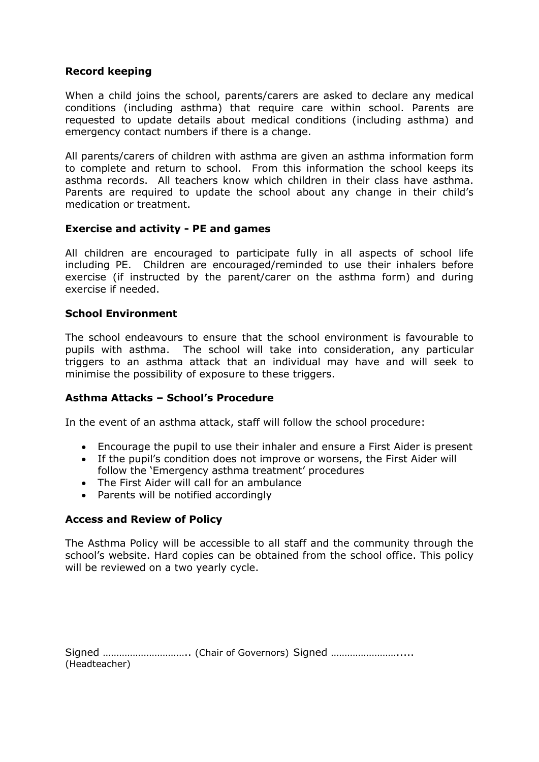**Record keeping**

When a child joins the school, parents/carers are asked to declare any medical conditions (including asthma) that require care within school. Parents are requested to update details about medical conditions (including asthma) and emergency contact numbers if there is a change.

All parents/carers of children with asthma are given an asthma information form to complete and return to school. From this information the school keeps its asthma records. All teachers know which children in their class have asthma. Parents are required to update the school about any change in their child's medication or treatment.

**Exercise and activity - PE and games**

All children are encouraged to participate fully in all aspects of school life including PE. Children are encouraged/reminded to use their inhalers before exercise (if instructed by the parent/carer on the asthma form) and during exercise if needed.

**School Environment**

The school endeavours to ensure that the school environment is favourable to pupils with asthma. The school will take into consideration, any particular triggers to an asthma attack that an individual may have and will seek to minimise the possibility of exposure to these triggers.

**Asthma Attacks – School's Procedure**

In the event of an asthma attack, staff will follow the school procedure:

- Encourage the pupil to use their inhaler and ensure a First Aider is present
- If the pupil's condition does not improve or worsens, the First Aider will follow the 'Emergency asthma treatment' procedures
- The First Aider will call for an ambulance
- Parents will be notified accordingly

**Access and Review of Policy**

The Asthma Policy will be accessible to all staff and the community through the school's website. Hard copies can be obtained from the school office. This policy will be reviewed on a two yearly cycle.

Signed ………………………….. (Chair of Governors) Signed ……………………..... (Headteacher)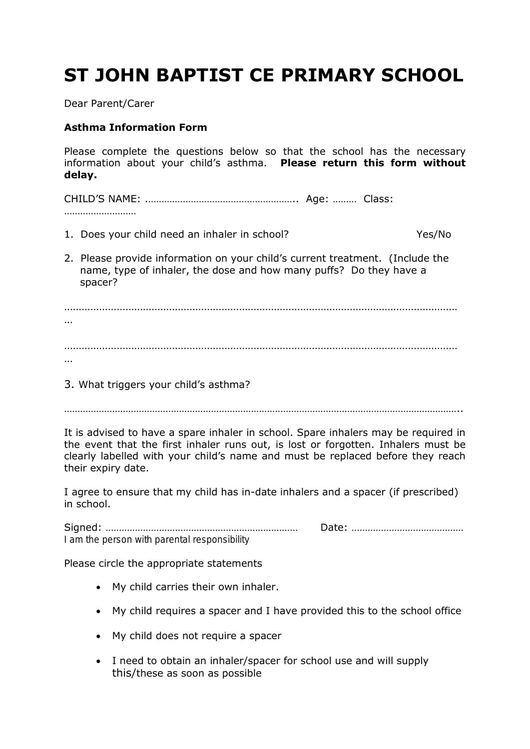// ST JOHN BAPTIST CE PRIMARY SCHOOL

Dear Parent/Carer

**Asthma Information Form**

Please complete the questions below so that the school has the necessary information about your child's asthma. **Please return this form without delay.**

CHILD'S NAME: ……………………………………………….. Age: ……… Class: ………………………

1. Does your child need an inhaler in school? Yes/No

2. Please provide information on your child's current treatment. (Include the name, type of inhaler, the dose and how many puffs? Do they have a spacer?

………………………………………………………………………………………………………………………………

………………………………………………………………………………………………………………………………

3. What triggers your child's asthma?

……………………………………………………………………………………………………………………………..

It is advised to have a spare inhaler in school. Spare inhalers may be required in the event that the first inhaler runs out, is lost or forgotten. Inhalers must be clearly labelled with your child's name and must be replaced before they reach their expiry date.

I agree to ensure that my child has in-date inhalers and a spacer (if prescribed) in school.

Signed: ……………………………………………………………… Date: ……………………………………
I am the person with parental responsibility

Please circle the appropriate statements

- My child carries their own inhaler.
- My child requires a spacer and I have provided this to the school office
- My child does not require a spacer
- I need to obtain an inhaler/spacer for school use and will supply this/these as soon as possible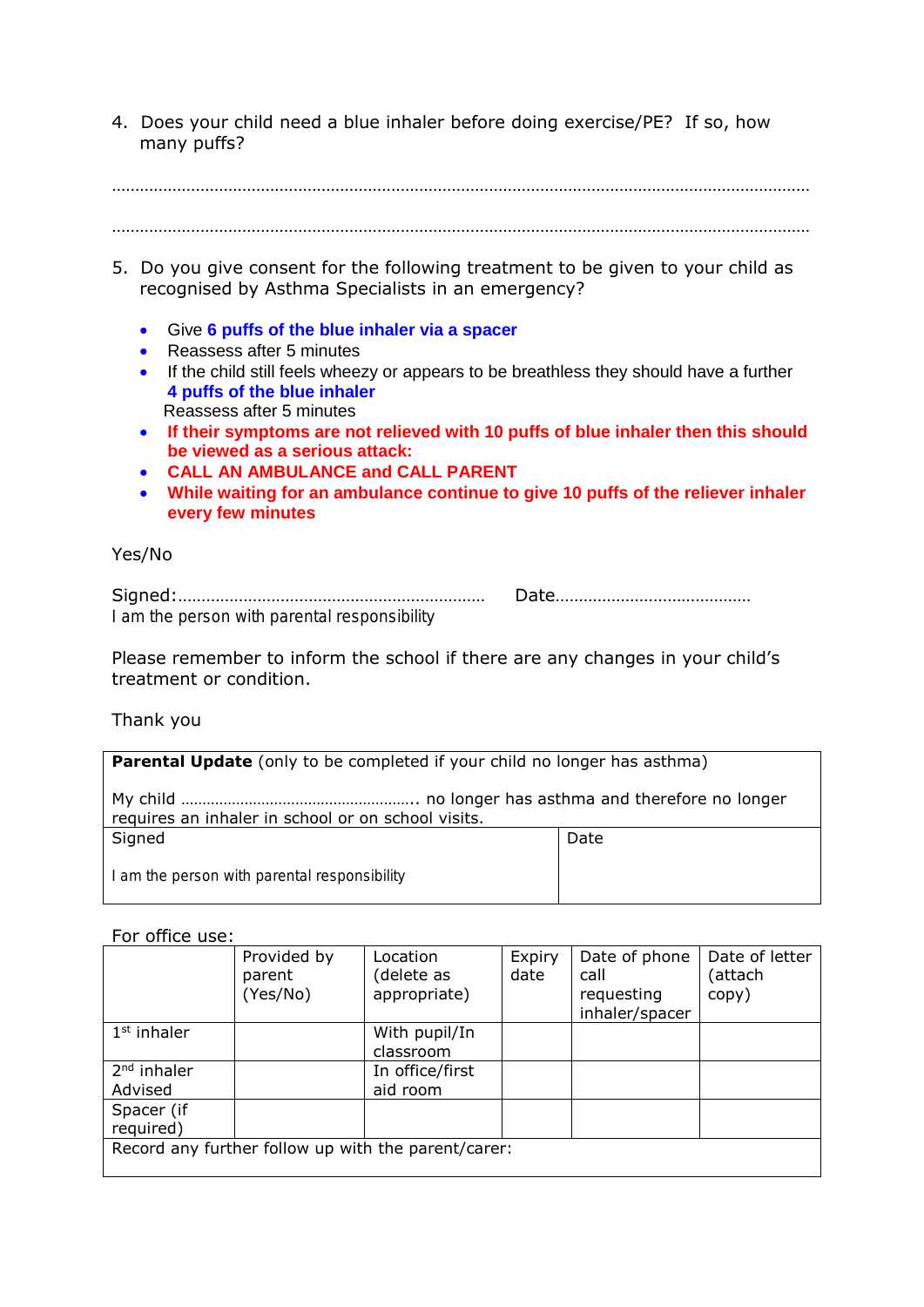4. Does your child need a blue inhaler before doing exercise/PE? If so, how many puffs?

……………………………………………………………………………………………………………………………………

……………………………………………………………………………………………………………………………………

5. Do you give consent for the following treatment to be given to your child as recognised by Asthma Specialists in an emergency?

- Give **6 puffs of the blue inhaler via a spacer**
- Reassess after 5 minutes
- If the child still feels wheezy or appears to be breathless they should have a further **4 puffs of the blue inhaler**
  Reassess after 5 minutes
- **If their symptoms are not relieved with 10 puffs of blue inhaler then this should be viewed as a serious attack:**
- **CALL AN AMBULANCE and CALL PARENT**
- **While waiting for an ambulance continue to give 10 puffs of the reliever inhaler every few minutes**

Yes/No

Signed:…………………………………………………………… Date……………………………………

I am the person with parental responsibility

Please remember to inform the school if there are any changes in your child's treatment or condition.

Thank you

| **Parental Update** (only to be completed if your child no longer has asthma)<br><br>My child ……………………………………………….. no longer has asthma and therefore no longer requires an inhaler in school or on school visits. | |
|---|---|
| Signed<br><br>I am the person with parental responsibility | Date |

For office use:

| | Provided by parent (Yes/No) | Location (delete as appropriate) | Expiry date | Date of phone call requesting inhaler/spacer | Date of letter (attach copy) |
|---|---|---|---|---|---|
| 1st inhaler | | With pupil/In classroom | | | |
| 2nd inhaler Advised | | In office/first aid room | | | |
| Spacer (if required) | | | | | |
| Record any further follow up with the parent/carer: | | | | | |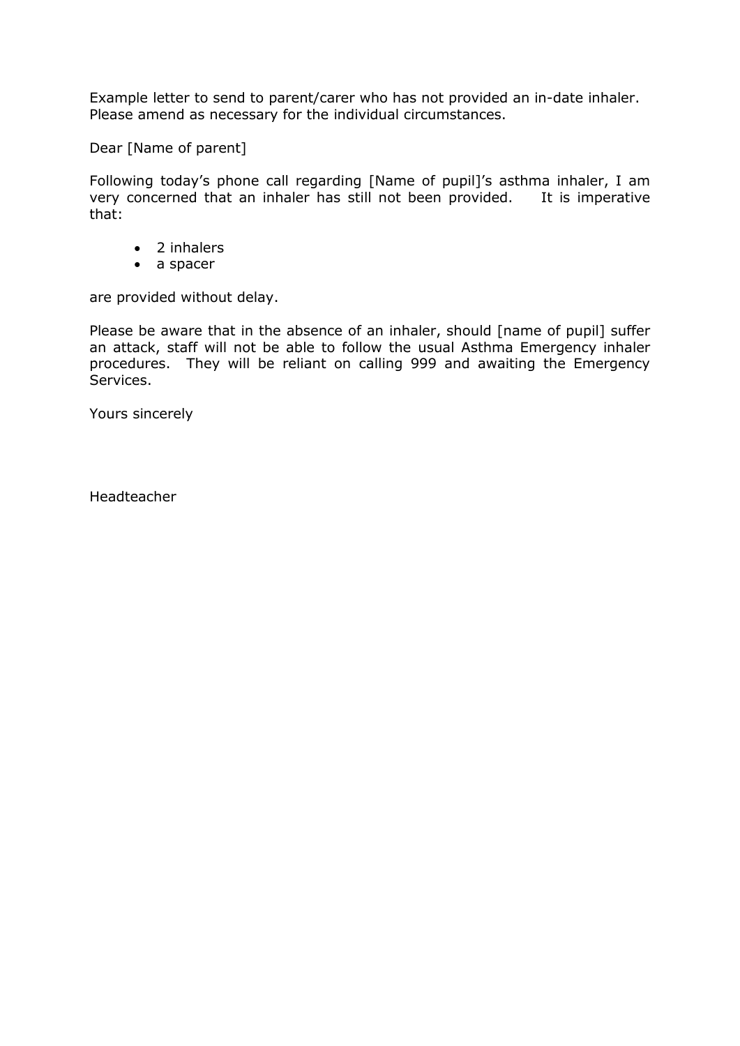Example letter to send to parent/carer who has not provided an in-date inhaler. Please amend as necessary for the individual circumstances.

Dear [Name of parent]

Following today's phone call regarding [Name of pupil]'s asthma inhaler, I am very concerned that an inhaler has still not been provided. It is imperative that:

- 2 inhalers
- a spacer

are provided without delay.

Please be aware that in the absence of an inhaler, should [name of pupil] suffer an attack, staff will not be able to follow the usual Asthma Emergency inhaler procedures. They will be reliant on calling 999 and awaiting the Emergency Services.

Yours sincerely

Headteacher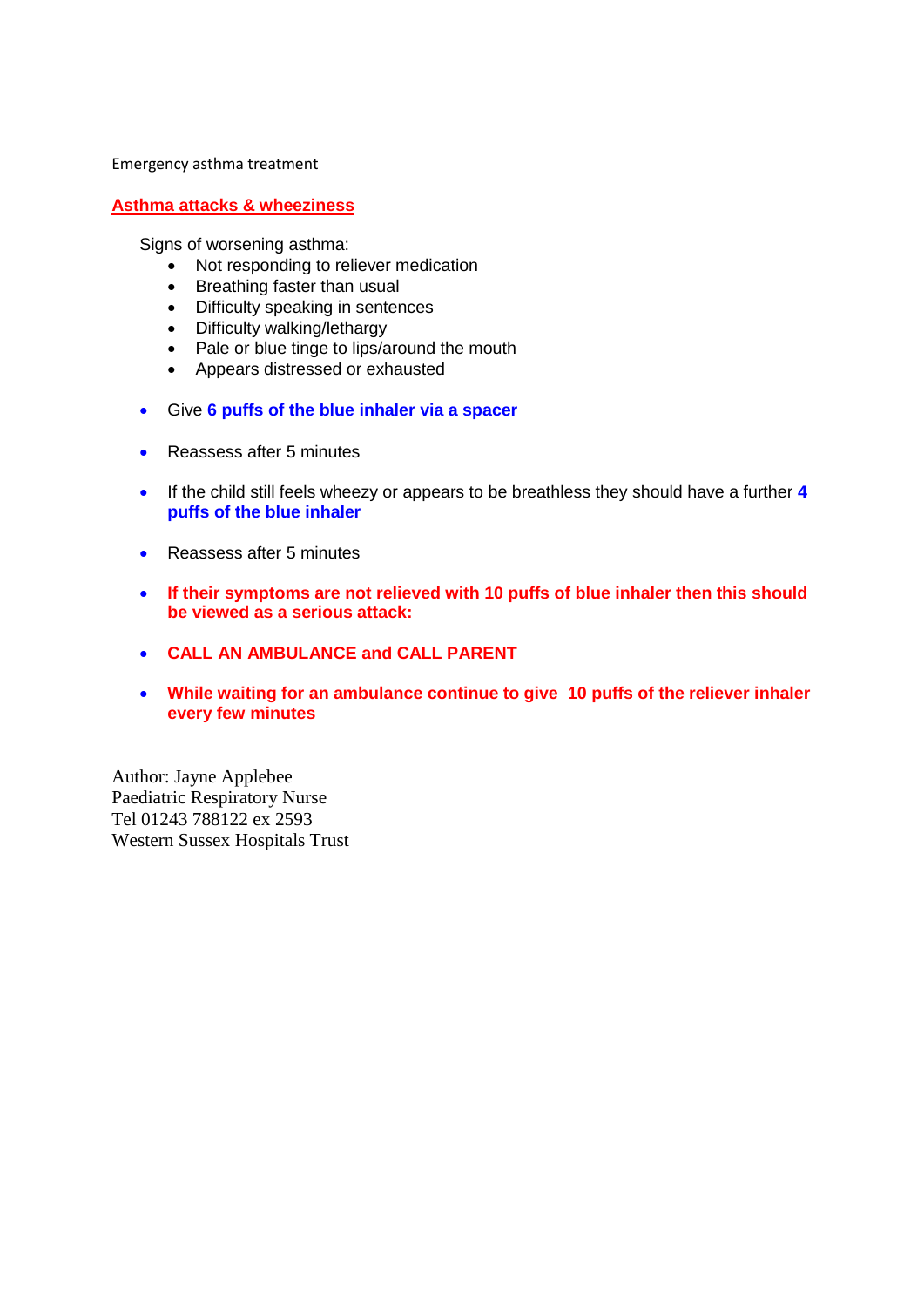Emergency asthma treatment

## Asthma attacks & wheeziness

Signs of worsening asthma:

- Not responding to reliever medication
- Breathing faster than usual
- Difficulty speaking in sentences
- Difficulty walking/lethargy
- Pale or blue tinge to lips/around the mouth
- Appears distressed or exhausted

- Give **6 puffs of the blue inhaler via a spacer**
- Reassess after 5 minutes
- If the child still feels wheezy or appears to be breathless they should have a further **4 puffs of the blue inhaler**
- Reassess after 5 minutes
- **If their symptoms are not relieved with 10 puffs of blue inhaler then this should be viewed as a serious attack:**
- **CALL AN AMBULANCE and CALL PARENT**
- **While waiting for an ambulance continue to give 10 puffs of the reliever inhaler every few minutes**

Author: Jayne Applebee
Paediatric Respiratory Nurse
Tel 01243 788122 ex 2593
Western Sussex Hospitals Trust